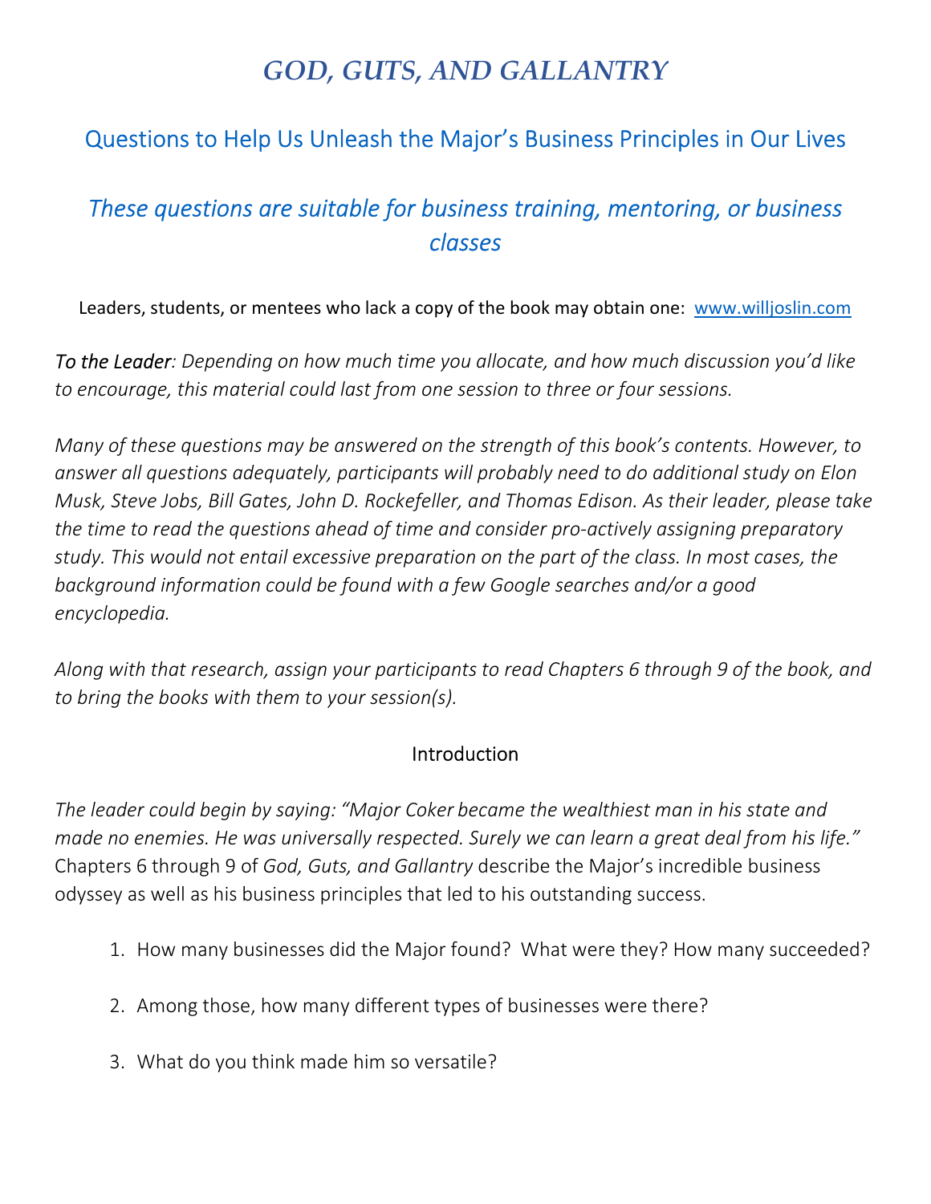# *GOD, GUTS, AND GALLANTRY*

## Questions to Help Us Unleash the Major's Business Principles in Our Lives

### *These questions are suitable for business training, mentoring, or business classes*

Leaders, students, or mentees who lack a copy of the book may obtain one: [www.willjoslin.com](http://www.willjoslin.com)

*To the Leader: Depending on how much time you allocate, and how much discussion you'd like to encourage, this material could last from one session to three or four sessions.*

*Many of these questions may be answered on the strength of this book's contents. However, to answer all questions adequately, participants will probably need to do additional study on Elon Musk, Steve Jobs, Bill Gates, John D. Rockefeller, and Thomas Edison. As their leader, please take the time to read the questions ahead of time and consider pro-actively assigning preparatory study. This would not entail excessive preparation on the part of the class. In most cases, the background information could be found with a few Google searches and/or a good encyclopedia.*

*Along with that research, assign your participants to read Chapters 6 through 9 of the book, and to bring the books with them to your session(s).*

### Introduction

*The leader could begin by saying: "Major Coker became the wealthiest man in his state and made no enemies. He was universally respected. Surely we can learn a great deal from his life."* Chapters 6 through 9 of *God, Guts, and Gallantry* describe the Major's incredible business odyssey as well as his business principles that led to his outstanding success.

1. How many businesses did the Major found? What were they? How many succeeded?
2. Among those, how many different types of businesses were there?
3. What do you think made him so versatile?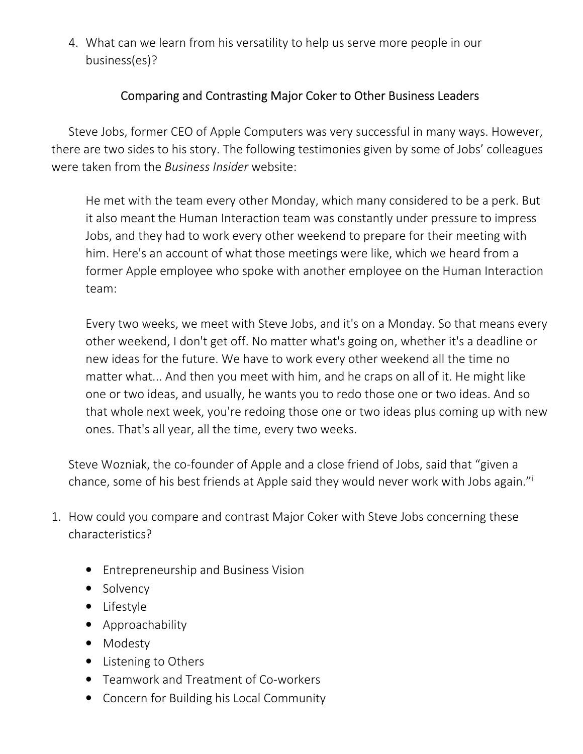4. What can we learn from his versatility to help us serve more people in our business(es)?

## Comparing and Contrasting Major Coker to Other Business Leaders

Steve Jobs, former CEO of Apple Computers was very successful in many ways. However, there are two sides to his story. The following testimonies given by some of Jobs' colleagues were taken from the *Business Insider* website:

> He met with the team every other Monday, which many considered to be a perk. But it also meant the Human Interaction team was constantly under pressure to impress Jobs, and they had to work every other weekend to prepare for their meeting with him. Here's an account of what those meetings were like, which we heard from a former Apple employee who spoke with another employee on the Human Interaction team:
>
> Every two weeks, we meet with Steve Jobs, and it's on a Monday. So that means every other weekend, I don't get off. No matter what's going on, whether it's a deadline or new ideas for the future. We have to work every other weekend all the time no matter what... And then you meet with him, and he craps on all of it. He might like one or two ideas, and usually, he wants you to redo those one or two ideas. And so that whole next week, you're redoing those one or two ideas plus coming up with new ones. That's all year, all the time, every two weeks.

Steve Wozniak, the co-founder of Apple and a close friend of Jobs, said that "given a chance, some of his best friends at Apple said they would never work with Jobs again."[i]

1. How could you compare and contrast Major Coker with Steve Jobs concerning these characteristics?

   - Entrepreneurship and Business Vision
   - Solvency
   - Lifestyle
   - Approachability
   - Modesty
   - Listening to Others
   - Teamwork and Treatment of Co-workers
   - Concern for Building his Local Community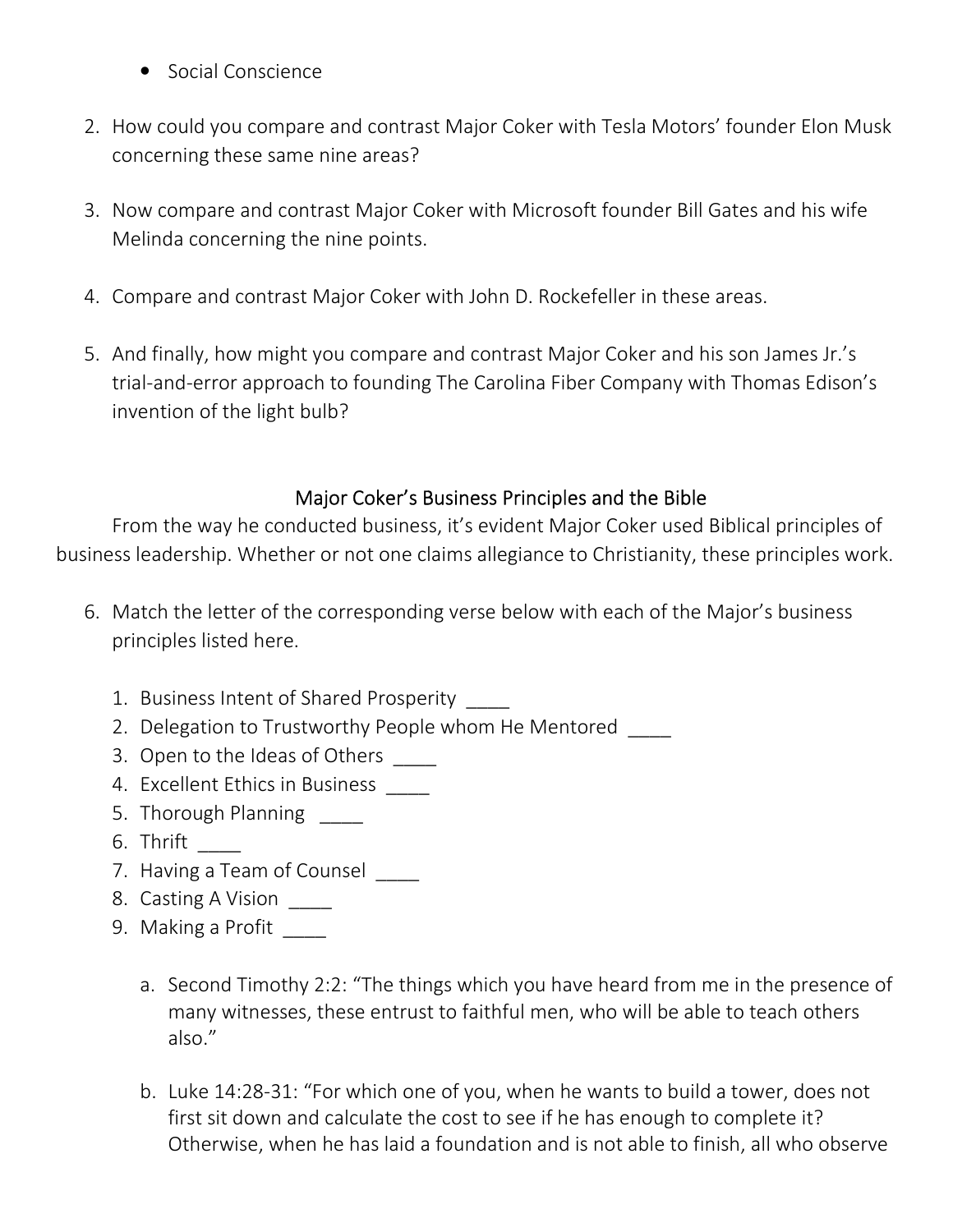- Social Conscience

2. How could you compare and contrast Major Coker with Tesla Motors' founder Elon Musk concerning these same nine areas?

3. Now compare and contrast Major Coker with Microsoft founder Bill Gates and his wife Melinda concerning the nine points.

4. Compare and contrast Major Coker with John D. Rockefeller in these areas.

5. And finally, how might you compare and contrast Major Coker and his son James Jr.'s trial-and-error approach to founding The Carolina Fiber Company with Thomas Edison's invention of the light bulb?

## Major Coker's Business Principles and the Bible

From the way he conducted business, it's evident Major Coker used Biblical principles of business leadership. Whether or not one claims allegiance to Christianity, these principles work.

6. Match the letter of the corresponding verse below with each of the Major's business principles listed here.

   1. Business Intent of Shared Prosperity ____
   2. Delegation to Trustworthy People whom He Mentored ____
   3. Open to the Ideas of Others ____
   4. Excellent Ethics in Business ____
   5. Thorough Planning ____
   6. Thrift ____
   7. Having a Team of Counsel ____
   8. Casting A Vision ____
   9. Making a Profit ____

   a. Second Timothy 2:2: "The things which you have heard from me in the presence of many witnesses, these entrust to faithful men, who will be able to teach others also."

   b. Luke 14:28-31: "For which one of you, when he wants to build a tower, does not first sit down and calculate the cost to see if he has enough to complete it? Otherwise, when he has laid a foundation and is not able to finish, all who observe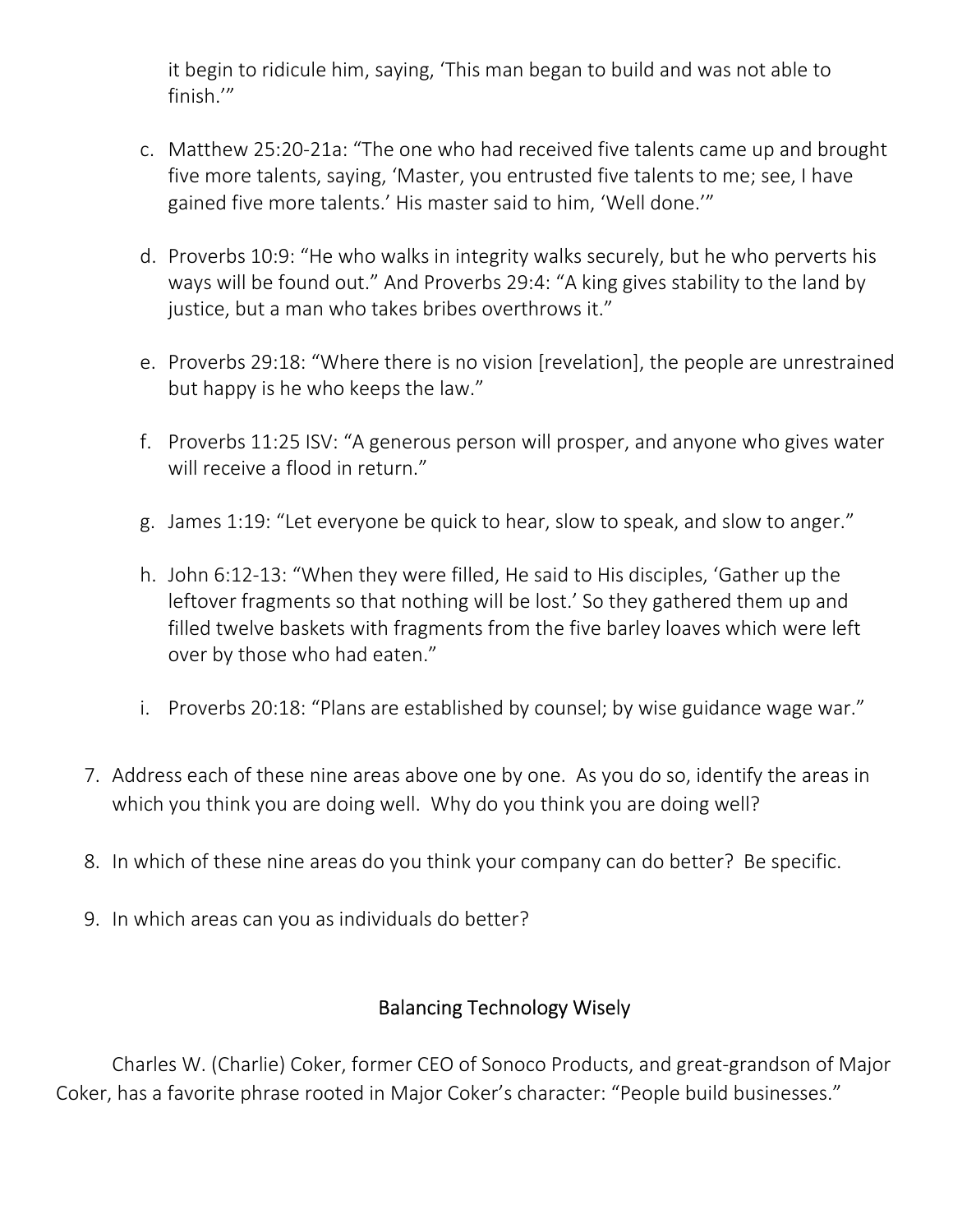it begin to ridicule him, saying, 'This man began to build and was not able to finish.'"

c. Matthew 25:20-21a: "The one who had received five talents came up and brought five more talents, saying, 'Master, you entrusted five talents to me; see, I have gained five more talents.' His master said to him, 'Well done.'"

d. Proverbs 10:9: "He who walks in integrity walks securely, but he who perverts his ways will be found out." And Proverbs 29:4: "A king gives stability to the land by justice, but a man who takes bribes overthrows it."

e. Proverbs 29:18: "Where there is no vision [revelation], the people are unrestrained but happy is he who keeps the law."

f. Proverbs 11:25 ISV: "A generous person will prosper, and anyone who gives water will receive a flood in return."

g. James 1:19: "Let everyone be quick to hear, slow to speak, and slow to anger."

h. John 6:12-13: "When they were filled, He said to His disciples, 'Gather up the leftover fragments so that nothing will be lost.' So they gathered them up and filled twelve baskets with fragments from the five barley loaves which were left over by those who had eaten."

i. Proverbs 20:18: "Plans are established by counsel; by wise guidance wage war."

7. Address each of these nine areas above one by one. As you do so, identify the areas in which you think you are doing well. Why do you think you are doing well?

8. In which of these nine areas do you think your company can do better? Be specific.

9. In which areas can you as individuals do better?

## Balancing Technology Wisely

Charles W. (Charlie) Coker, former CEO of Sonoco Products, and great-grandson of Major Coker, has a favorite phrase rooted in Major Coker's character: "People build businesses."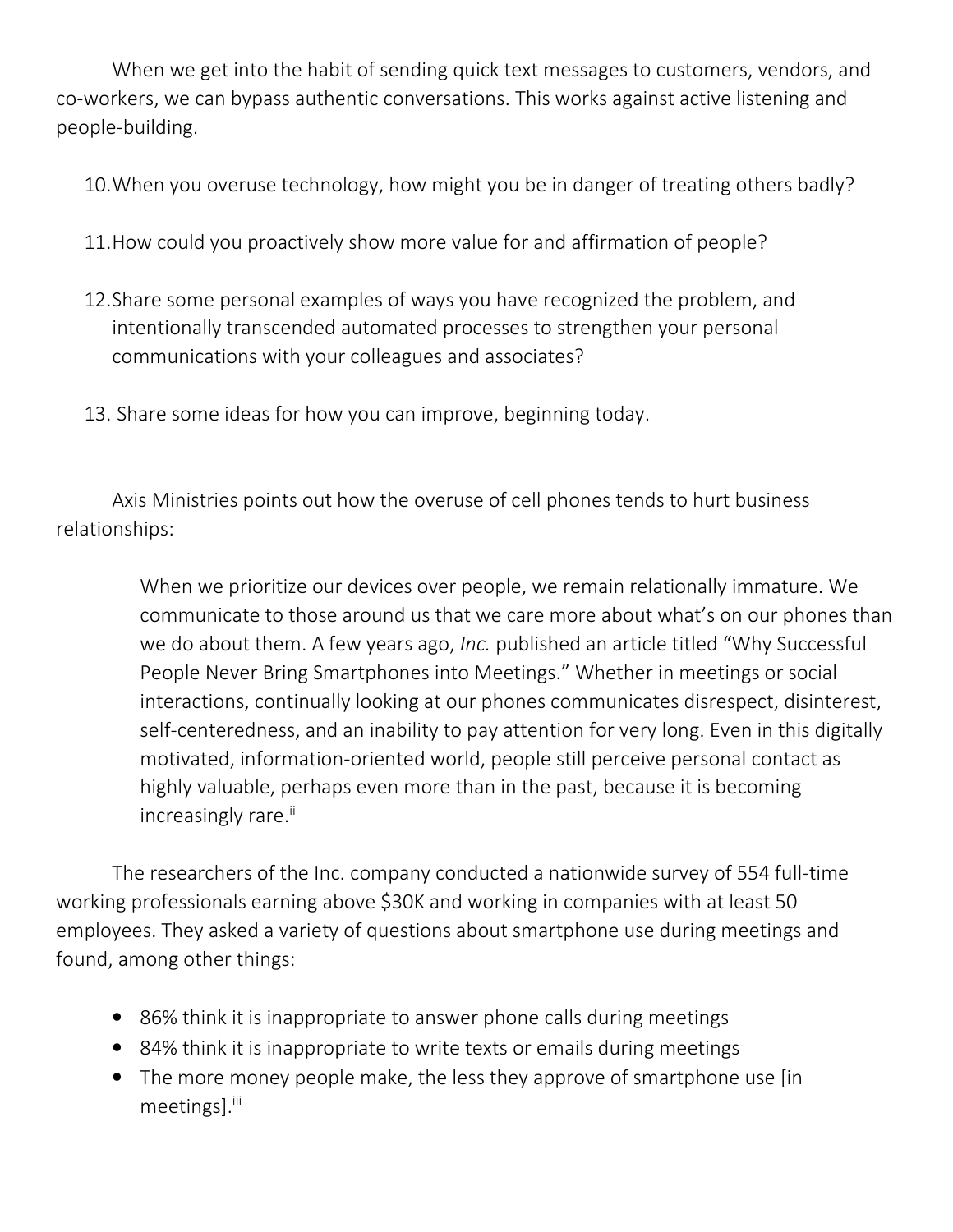When we get into the habit of sending quick text messages to customers, vendors, and co-workers, we can bypass authentic conversations. This works against active listening and people-building.

10. When you overuse technology, how might you be in danger of treating others badly?

11. How could you proactively show more value for and affirmation of people?

12. Share some personal examples of ways you have recognized the problem, and intentionally transcended automated processes to strengthen your personal communications with your colleagues and associates?

13. Share some ideas for how you can improve, beginning today.

Axis Ministries points out how the overuse of cell phones tends to hurt business relationships:

> When we prioritize our devices over people, we remain relationally immature. We communicate to those around us that we care more about what's on our phones than we do about them. A few years ago, *Inc.* published an article titled "Why Successful People Never Bring Smartphones into Meetings." Whether in meetings or social interactions, continually looking at our phones communicates disrespect, disinterest, self-centeredness, and an inability to pay attention for very long. Even in this digitally motivated, information-oriented world, people still perceive personal contact as highly valuable, perhaps even more than in the past, because it is becoming increasingly rare.[ii]

The researchers of the Inc. company conducted a nationwide survey of 554 full-time working professionals earning above $30K and working in companies with at least 50 employees. They asked a variety of questions about smartphone use during meetings and found, among other things:

- 86% think it is inappropriate to answer phone calls during meetings
- 84% think it is inappropriate to write texts or emails during meetings
- The more money people make, the less they approve of smartphone use [in meetings].[iii]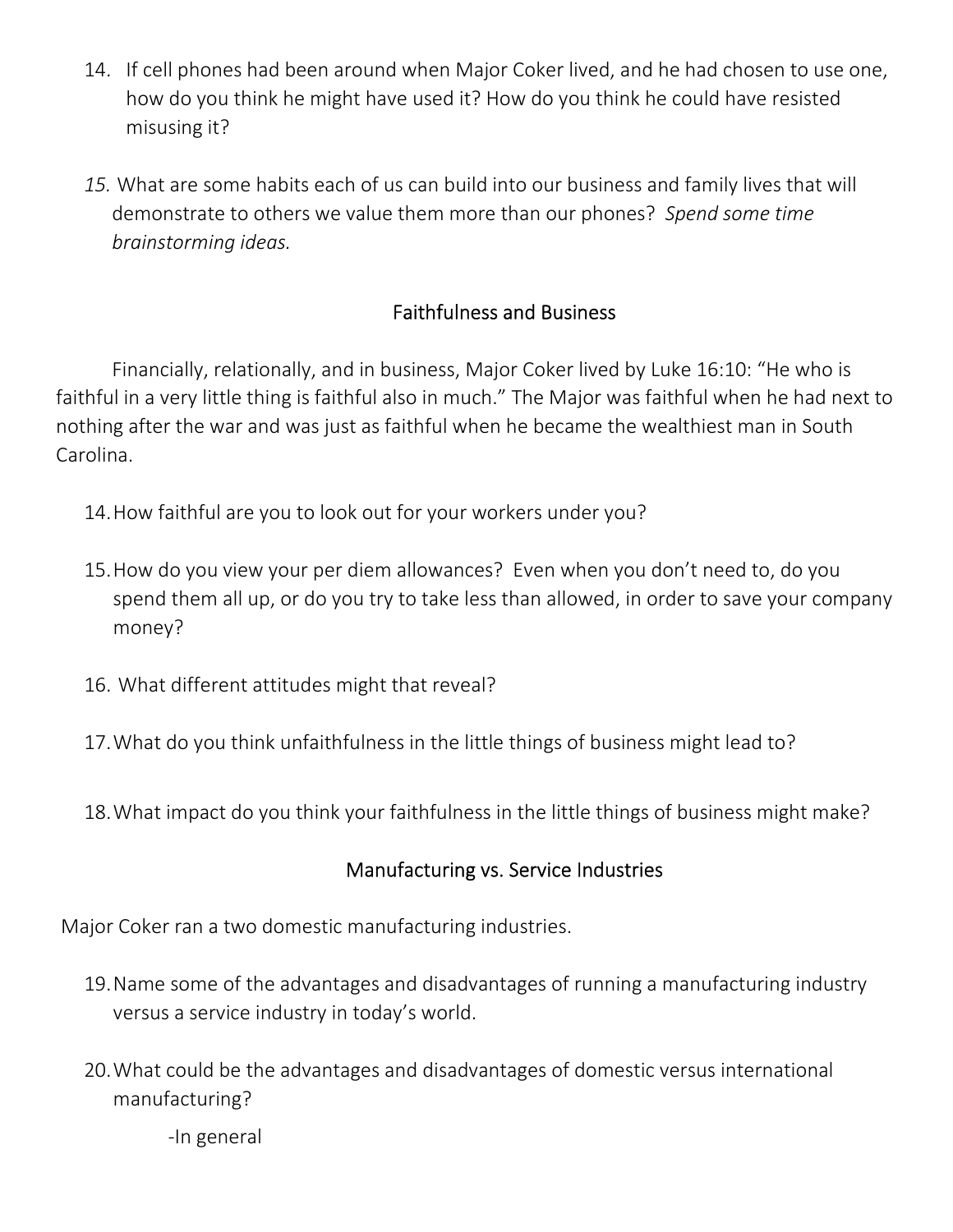14. If cell phones had been around when Major Coker lived, and he had chosen to use one, how do you think he might have used it? How do you think he could have resisted misusing it?

*15.* What are some habits each of us can build into our business and family lives that will demonstrate to others we value them more than our phones? *Spend some time brainstorming ideas.*

## Faithfulness and Business

Financially, relationally, and in business, Major Coker lived by Luke 16:10: "He who is faithful in a very little thing is faithful also in much." The Major was faithful when he had next to nothing after the war and was just as faithful when he became the wealthiest man in South Carolina.

14. How faithful are you to look out for your workers under you?

15. How do you view your per diem allowances? Even when you don't need to, do you spend them all up, or do you try to take less than allowed, in order to save your company money?

16. What different attitudes might that reveal?

17. What do you think unfaithfulness in the little things of business might lead to?

18. What impact do you think your faithfulness in the little things of business might make?

## Manufacturing vs. Service Industries

Major Coker ran a two domestic manufacturing industries.

19. Name some of the advantages and disadvantages of running a manufacturing industry versus a service industry in today's world.

20. What could be the advantages and disadvantages of domestic versus international manufacturing?

    -In general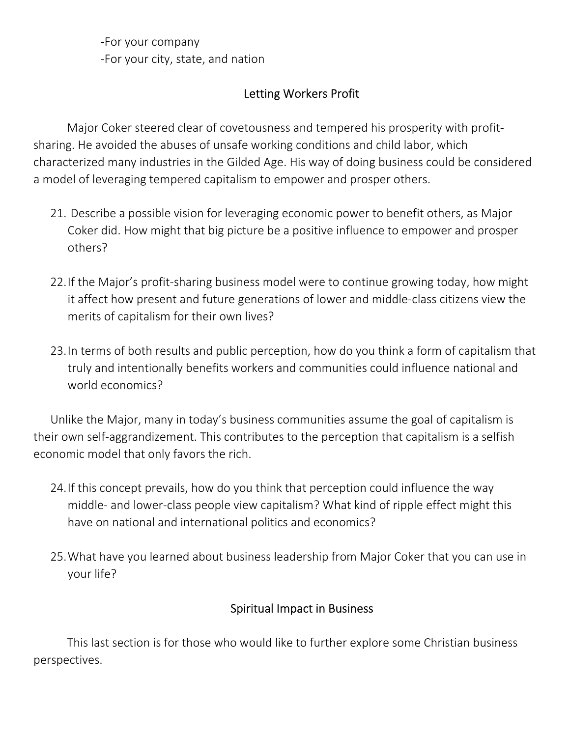-For your company
-For your city, state, and nation

## Letting Workers Profit

Major Coker steered clear of covetousness and tempered his prosperity with profit-sharing. He avoided the abuses of unsafe working conditions and child labor, which characterized many industries in the Gilded Age. His way of doing business could be considered a model of leveraging tempered capitalism to empower and prosper others.

21. Describe a possible vision for leveraging economic power to benefit others, as Major Coker did. How might that big picture be a positive influence to empower and prosper others?

22. If the Major's profit-sharing business model were to continue growing today, how might it affect how present and future generations of lower and middle-class citizens view the merits of capitalism for their own lives?

23. In terms of both results and public perception, how do you think a form of capitalism that truly and intentionally benefits workers and communities could influence national and world economics?

Unlike the Major, many in today's business communities assume the goal of capitalism is their own self-aggrandizement. This contributes to the perception that capitalism is a selfish economic model that only favors the rich.

24. If this concept prevails, how do you think that perception could influence the way middle- and lower-class people view capitalism? What kind of ripple effect might this have on national and international politics and economics?

25. What have you learned about business leadership from Major Coker that you can use in your life?

## Spiritual Impact in Business

This last section is for those who would like to further explore some Christian business perspectives.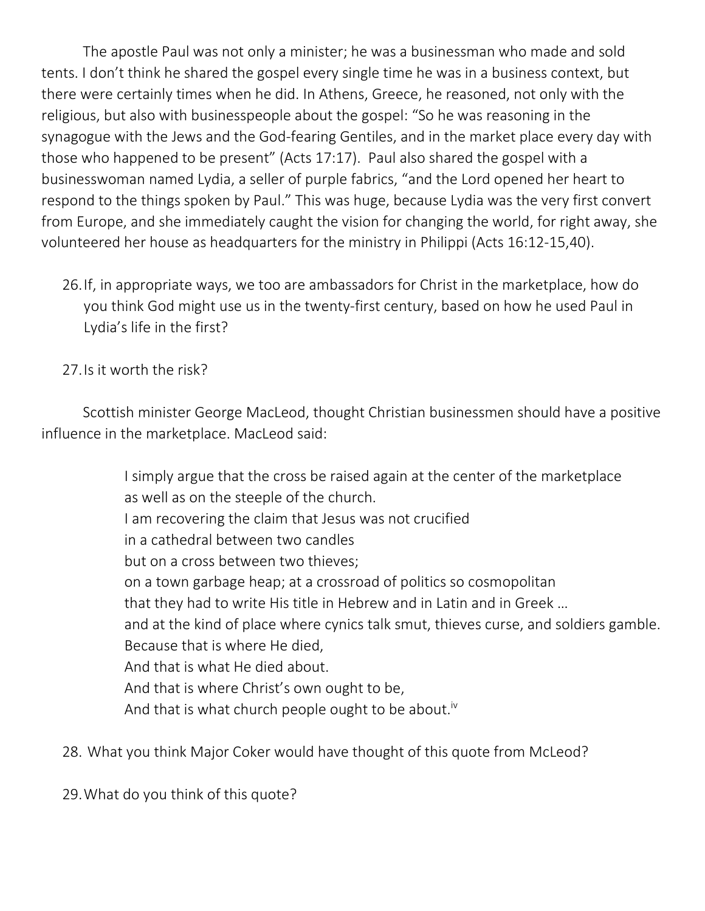The apostle Paul was not only a minister; he was a businessman who made and sold tents. I don't think he shared the gospel every single time he was in a business context, but there were certainly times when he did. In Athens, Greece, he reasoned, not only with the religious, but also with businesspeople about the gospel: "So he was reasoning in the synagogue with the Jews and the God-fearing Gentiles, and in the market place every day with those who happened to be present" (Acts 17:17). Paul also shared the gospel with a businesswoman named Lydia, a seller of purple fabrics, "and the Lord opened her heart to respond to the things spoken by Paul." This was huge, because Lydia was the very first convert from Europe, and she immediately caught the vision for changing the world, for right away, she volunteered her house as headquarters for the ministry in Philippi (Acts 16:12-15,40).

26. If, in appropriate ways, we too are ambassadors for Christ in the marketplace, how do you think God might use us in the twenty-first century, based on how he used Paul in Lydia's life in the first?

27. Is it worth the risk?

Scottish minister George MacLeod, thought Christian businessmen should have a positive influence in the marketplace. MacLeod said:

> I simply argue that the cross be raised again at the center of the marketplace
> as well as on the steeple of the church.
> I am recovering the claim that Jesus was not crucified
> in a cathedral between two candles
> but on a cross between two thieves;
> on a town garbage heap; at a crossroad of politics so cosmopolitan
> that they had to write His title in Hebrew and in Latin and in Greek …
> and at the kind of place where cynics talk smut, thieves curse, and soldiers gamble.
> Because that is where He died,
> And that is what He died about.
> And that is where Christ's own ought to be,
> And that is what church people ought to be about.[iv]

28. What you think Major Coker would have thought of this quote from McLeod?

29. What do you think of this quote?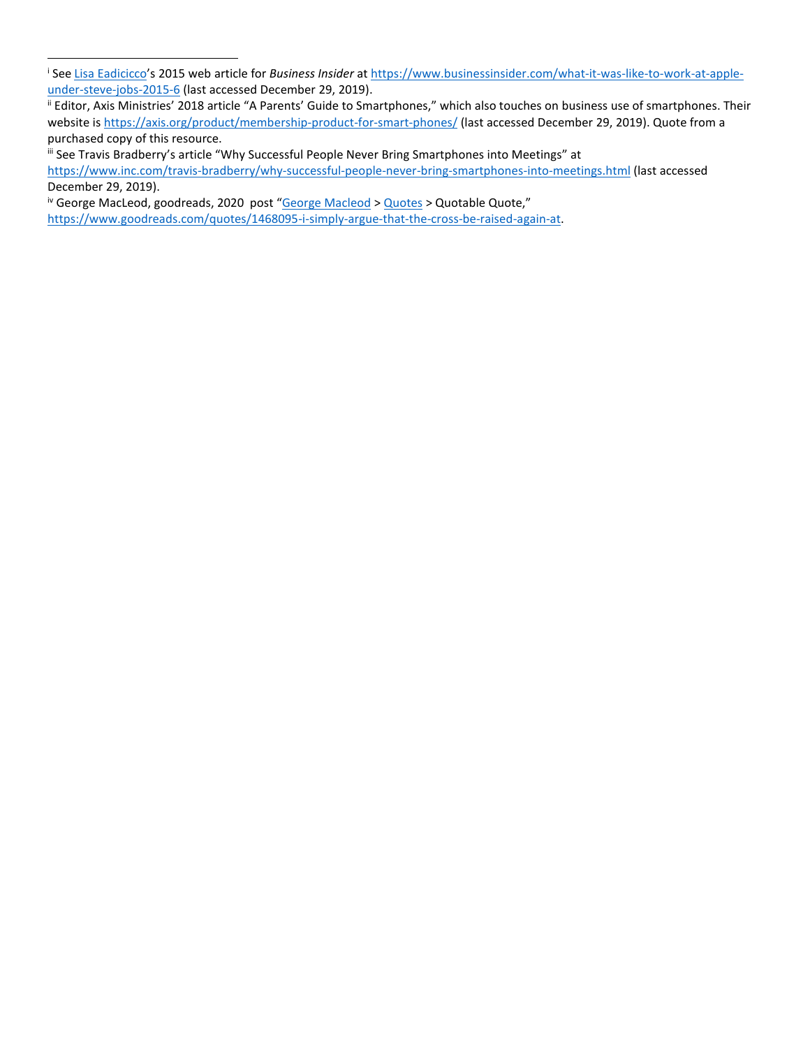[i] See Lisa Eadicicco's 2015 web article for *Business Insider* at https://www.businessinsider.com/what-it-was-like-to-work-at-apple-under-steve-jobs-2015-6 (last accessed December 29, 2019).

[ii] Editor, Axis Ministries' 2018 article "A Parents' Guide to Smartphones," which also touches on business use of smartphones. Their website is https://axis.org/product/membership-product-for-smart-phones/ (last accessed December 29, 2019). Quote from a purchased copy of this resource.

[iii] See Travis Bradberry's article "Why Successful People Never Bring Smartphones into Meetings" at https://www.inc.com/travis-bradberry/why-successful-people-never-bring-smartphones-into-meetings.html (last accessed December 29, 2019).

[iv] George MacLeod, goodreads, 2020 post "George Macleod > Quotes > Quotable Quote," https://www.goodreads.com/quotes/1468095-i-simply-argue-that-the-cross-be-raised-again-at.